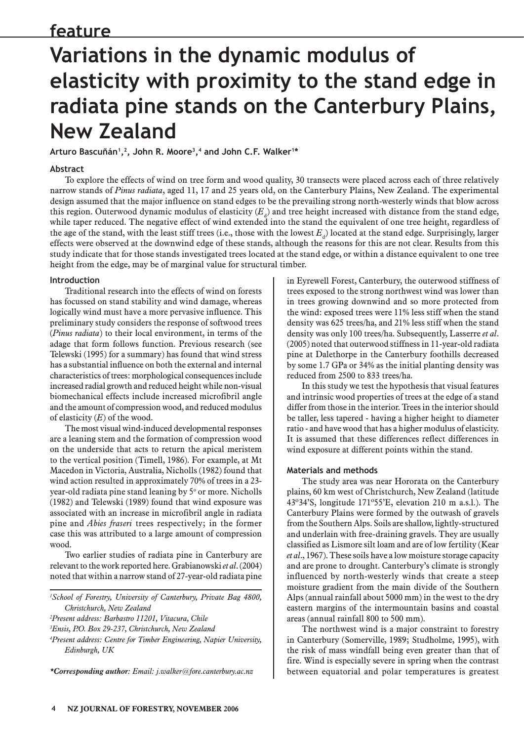feature

# Variations in the dynamic modulus of elasticity with proximity to the stand edge in radiata pine stands on the Canterbury Plains, New Zealand

**Arturo Bascuñán[1,2], John R. Moore[3,4] and John C.F. Walker[1]***

### Abstract

To explore the effects of wind on tree form and wood quality, 30 transects were placed across each of three relatively narrow stands of *Pinus radiata*, aged 11, 17 and 25 years old, on the Canterbury Plains, New Zealand. The experimental design assumed that the major influence on stand edges to be the prevailing strong north-westerly winds that blow across this region. Outerwood dynamic modulus of elasticity ($E_d$) and tree height increased with distance from the stand edge, while taper reduced. The negative effect of wind extended into the stand the equivalent of one tree height, regardless of the age of the stand, with the least stiff trees (i.e., those with the lowest $E_d$) located at the stand edge. Surprisingly, larger effects were observed at the downwind edge of these stands, although the reasons for this are not clear. Results from this study indicate that for those stands investigated trees located at the stand edge, or within a distance equivalent to one tree height from the edge, may be of marginal value for structural timber.

### Introduction

Traditional research into the effects of wind on forests has focussed on stand stability and wind damage, whereas logically wind must have a more pervasive influence. This preliminary study considers the response of softwood trees (*Pinus radiata*) to their local environment, in terms of the adage that form follows function. Previous research (see Telewski (1995) for a summary) has found that wind stress has a substantial influence on both the external and internal characteristics of trees: morphological consequences include increased radial growth and reduced height while non-visual biomechanical effects include increased microfibril angle and the amount of compression wood, and reduced modulus of elasticity ($E$) of the wood.

The most visual wind-induced developmental responses are a leaning stem and the formation of compression wood on the underside that acts to return the apical meristem to the vertical position (Timell, 1986). For example, at Mt Macedon in Victoria, Australia, Nicholls (1982) found that wind action resulted in approximately 70% of trees in a 23-year-old radiata pine stand leaning by 5° or more. Nicholls (1982) and Telewski (1989) found that wind exposure was associated with an increase in microfibril angle in radiata pine and *Abies fraseri* trees respectively; in the former case this was attributed to a large amount of compression wood.

Two earlier studies of radiata pine in Canterbury are relevant to the work reported here. Grabianowski *et al*. (2004) noted that within a narrow stand of 27-year-old radiata pine in Eyrewell Forest, Canterbury, the outerwood stiffness of trees exposed to the strong northwest wind was lower than in trees growing downwind and so more protected from the wind: exposed trees were 11% less stiff when the stand density was 625 trees/ha, and 21% less stiff when the stand density was only 100 trees/ha. Subsequently, Lasserre *et al*. (2005) noted that outerwood stiffness in 11-year-old radiata pine at Dalethorpe in the Canterbury foothills decreased by some 1.7 GPa or 34% as the initial planting density was reduced from 2500 to 833 trees/ha.

In this study we test the hypothesis that visual features and intrinsic wood properties of trees at the edge of a stand differ from those in the interior. Trees in the interior should be taller, less tapered - having a higher height to diameter ratio - and have wood that has a higher modulus of elasticity. It is assumed that these differences reflect differences in wind exposure at different points within the stand.

### Materials and methods

The study area was near Hororata on the Canterbury plains, 60 km west of Christchurch, New Zealand (latitude 43°34'S, longitude 171°55'E, elevation 210 m a.s.l.). The Canterbury Plains were formed by the outwash of gravels from the Southern Alps. Soils are shallow, lightly-structured and underlain with free-draining gravels. They are usually classified as Lismore silt loam and are of low fertility (Kear *et al*., 1967). These soils have a low moisture storage capacity and are prone to drought. Canterbury's climate is strongly influenced by north-westerly winds that create a steep moisture gradient from the main divide of the Southern Alps (annual rainfall about 5000 mm) in the west to the dry eastern margins of the intermountain basins and coastal areas (annual rainfall 800 to 500 mm).

The northwest wind is a major constraint to forestry in Canterbury (Somerville, 1989; Studholme, 1995), with the risk of mass windfall being even greater than that of fire. Wind is especially severe in spring when the contrast between equatorial and polar temperatures is greatest

---

[1]*School of Forestry, University of Canterbury, Private Bag 4800, Christchurch, New Zealand*

[2]*Present address: Barbastro 11201, Vitacura, Chile*

[3]*Ensis, P.O. Box 29-237, Christchurch, New Zealand*

[4]*Present address: Centre for Timber Engineering, Napier University, Edinburgh, UK*

***Corresponding author**: Email: j.walker@fore.canterbury.ac.nz*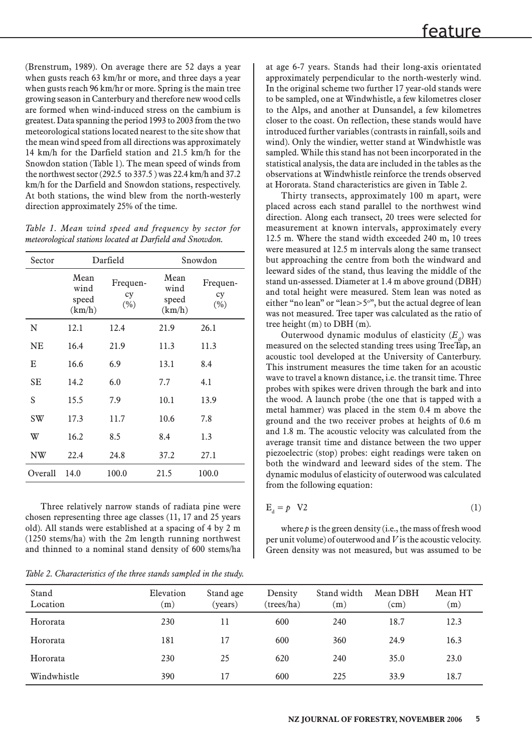(Brenstrum, 1989). On average there are 52 days a year when gusts reach 63 km/hr or more, and three days a year when gusts reach 96 km/hr or more. Spring is the main tree growing season in Canterbury and therefore new wood cells are formed when wind-induced stress on the cambium is greatest. Data spanning the period 1993 to 2003 from the two meteorological stations located nearest to the site show that the mean wind speed from all directions was approximately 14 km/h for the Darfield station and 21.5 km/h for the Snowdon station (Table 1). The mean speed of winds from the northwest sector (292.5 to 337.5 ) was 22.4 km/h and 37.2 km/h for the Darfield and Snowdon stations, respectively. At both stations, the wind blew from the north-westerly direction approximately 25% of the time.

*Table 1. Mean wind speed and frequency by sector for meteorological stations located at Darfield and Snowdon.*

| Sector | Darfield | | Snowdon | |
|---|---|---|---|---|
| | Mean wind speed (km/h) | Frequency (%) | Mean wind speed (km/h) | Frequency (%) |
| N | 12.1 | 12.4 | 21.9 | 26.1 |
| NE | 16.4 | 21.9 | 11.3 | 11.3 |
| E | 16.6 | 6.9 | 13.1 | 8.4 |
| SE | 14.2 | 6.0 | 7.7 | 4.1 |
| S | 15.5 | 7.9 | 10.1 | 13.9 |
| SW | 17.3 | 11.7 | 10.6 | 7.8 |
| W | 16.2 | 8.5 | 8.4 | 1.3 |
| NW | 22.4 | 24.8 | 37.2 | 27.1 |
| Overall | 14.0 | 100.0 | 21.5 | 100.0 |

Three relatively narrow stands of radiata pine were chosen representing three age classes (11, 17 and 25 years old). All stands were established at a spacing of 4 by 2 m (1250 stems/ha) with the 2m length running northwest and thinned to a nominal stand density of 600 stems/ha at age 6-7 years. Stands had their long-axis orientated approximately perpendicular to the north-westerly wind. In the original scheme two further 17 year-old stands were to be sampled, one at Windwhistle, a few kilometres closer to the Alps, and another at Dunsandel, a few kilometres closer to the coast. On reflection, these stands would have introduced further variables (contrasts in rainfall, soils and wind). Only the windier, wetter stand at Windwhistle was sampled. While this stand has not been incorporated in the statistical analysis, the data are included in the tables as the observations at Windwhistle reinforce the trends observed at Hororata. Stand characteristics are given in Table 2.

Thirty transects, approximately 100 m apart, were placed across each stand parallel to the northwest wind direction. Along each transect, 20 trees were selected for measurement at known intervals, approximately every 12.5 m. Where the stand width exceeded 240 m, 10 trees were measured at 12.5 m intervals along the same transect but approaching the centre from both the windward and leeward sides of the stand, thus leaving the middle of the stand un-assessed. Diameter at 1.4 m above ground (DBH) and total height were measured. Stem lean was noted as either "no lean" or "lean>5°", but the actual degree of lean was not measured. Tree taper was calculated as the ratio of tree height (m) to DBH (m).

Outerwood dynamic modulus of elasticity ($E_d$) was measured on the selected standing trees using TreeTap, an acoustic tool developed at the University of Canterbury. This instrument measures the time taken for an acoustic wave to travel a known distance, i.e. the transit time. Three probes with spikes were driven through the bark and into the wood. A launch probe (the one that is tapped with a metal hammer) was placed in the stem 0.4 m above the ground and the two receiver probes at heights of 0.6 m and 1.8 m. The acoustic velocity was calculated from the average transit time and distance between the two upper piezoelectric (stop) probes: eight readings were taken on both the windward and leeward sides of the stem. The dynamic modulus of elasticity of outerwood was calculated from the following equation:

$$E_d = p \quad V2 \tag{1}$$

where $p$ is the green density (i.e., the mass of fresh wood per unit volume) of outerwood and $V$ is the acoustic velocity. Green density was not measured, but was assumed to be

*Table 2. Characteristics of the three stands sampled in the study.*

| Stand Location | Elevation (m) | Stand age (years) | Density (trees/ha) | Stand width (m) | Mean DBH (cm) | Mean HT (m) |
|---|---|---|---|---|---|---|
| Hororata | 230 | 11 | 600 | 240 | 18.7 | 12.3 |
| Hororata | 181 | 17 | 600 | 360 | 24.9 | 16.3 |
| Hororata | 230 | 25 | 620 | 240 | 35.0 | 23.0 |
| Windwhistle | 390 | 17 | 600 | 225 | 33.9 | 18.7 |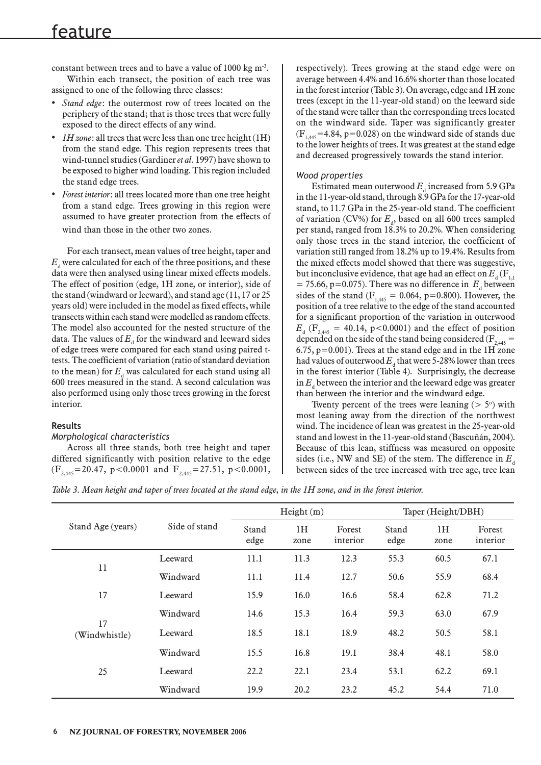constant between trees and to have a value of 1000 kg m$^{-3}$.

Within each transect, the position of each tree was assigned to one of the following three classes:

- *Stand edge*: the outermost row of trees located on the periphery of the stand; that is those trees that were fully exposed to the direct effects of any wind.
- *1H zone*: all trees that were less than one tree height (1H) from the stand edge. This region represents trees that wind-tunnel studies (Gardiner *et al*. 1997) have shown to be exposed to higher wind loading. This region included the stand edge trees.
- *Forest interior*: all trees located more than one tree height from a stand edge. Trees growing in this region were assumed to have greater protection from the effects of wind than those in the other two zones.

For each transect, mean values of tree height, taper and $E_d$ were calculated for each of the three positions, and these data were then analysed using linear mixed effects models. The effect of position (edge, 1H zone, or interior), side of the stand (windward or leeward), and stand age (11, 17 or 25 years old) were included in the model as fixed effects, while transects within each stand were modelled as random effects. The model also accounted for the nested structure of the data. The values of $E_d$ for the windward and leeward sides of edge trees were compared for each stand using paired t-tests. The coefficient of variation (ratio of standard deviation to the mean) for $E_d$ was calculated for each stand using all 600 trees measured in the stand. A second calculation was also performed using only those trees growing in the forest interior.

### Results

#### *Morphological characteristics*

Across all three stands, both tree height and taper differed significantly with position relative to the edge ($F_{2,445}$=20.47, p<0.0001 and $F_{2,445}$=27.51, p<0.0001, respectively). Trees growing at the stand edge were on average between 4.4% and 16.6% shorter than those located in the forest interior (Table 3). On average, edge and 1H zone trees (except in the 11-year-old stand) on the leeward side of the stand were taller than the corresponding trees located on the windward side. Taper was significantly greater ($F_{1,445}$=4.84, p=0.028) on the windward side of stands due to the lower heights of trees. It was greatest at the stand edge and decreased progressively towards the stand interior.

#### *Wood properties*

Estimated mean outerwood $E_d$ increased from 5.9 GPa in the 11-year-old stand, through 8.9 GPa for the 17-year-old stand, to 11.7 GPa in the 25-year-old stand. The coefficient of variation (CV%) for $E_d$, based on all 600 trees sampled per stand, ranged from 18.3% to 20.2%. When considering only those trees in the stand interior, the coefficient of variation still ranged from 18.2% up to 19.4%. Results from the mixed effects model showed that there was suggestive, but inconclusive evidence, that age had an effect on $E_d$ ($F_{1,1}$ = 75.66, p=0.075). There was no difference in $E_d$ between sides of the stand ($F_{1,445}$ = 0.064, p=0.800). However, the position of a tree relative to the edge of the stand accounted for a significant proportion of the variation in outerwood $E_d$ ($F_{2,445}$ = 40.14, p<0.0001) and the effect of position depended on the side of the stand being considered ($F_{2,445}$ = 6.75, p=0.001). Trees at the stand edge and in the 1H zone had values of outerwood $E_d$ that were 5-28% lower than trees in the forest interior (Table 4). Surprisingly, the decrease in $E_d$ between the interior and the leeward edge was greater than between the interior and the windward edge.

Twenty percent of the trees were leaning (> 5°) with most leaning away from the direction of the northwest wind. The incidence of lean was greatest in the 25-year-old stand and lowest in the 11-year-old stand (Bascuñán, 2004). Because of this lean, stiffness was measured on opposite sides (i.e., NW and SE) of the stem. The difference in $E_d$ between sides of the tree increased with tree age, tree lean

*Table 3. Mean height and taper of trees located at the stand edge, in the 1H zone, and in the forest interior.*

| Stand Age (years) | Side of stand | Height (m) | | | Taper (Height/DBH) | | |
|---|---|---|---|---|---|---|---|
| | | Stand edge | 1H zone | Forest interior | Stand edge | 1H zone | Forest interior |
| 11 | Leeward | 11.1 | 11.3 | 12.3 | 55.3 | 60.5 | 67.1 |
| | Windward | 11.1 | 11.4 | 12.7 | 50.6 | 55.9 | 68.4 |
| 17 | Leeward | 15.9 | 16.0 | 16.6 | 58.4 | 62.8 | 71.2 |
| | Windward | 14.6 | 15.3 | 16.4 | 59.3 | 63.0 | 67.9 |
| 17 (Windwhistle) | Leeward | 18.5 | 18.1 | 18.9 | 48.2 | 50.5 | 58.1 |
| | Windward | 15.5 | 16.8 | 19.1 | 38.4 | 48.1 | 58.0 |
| 25 | Leeward | 22.2 | 22.1 | 23.4 | 53.1 | 62.2 | 69.1 |
| | Windward | 19.9 | 20.2 | 23.2 | 45.2 | 54.4 | 71.0 |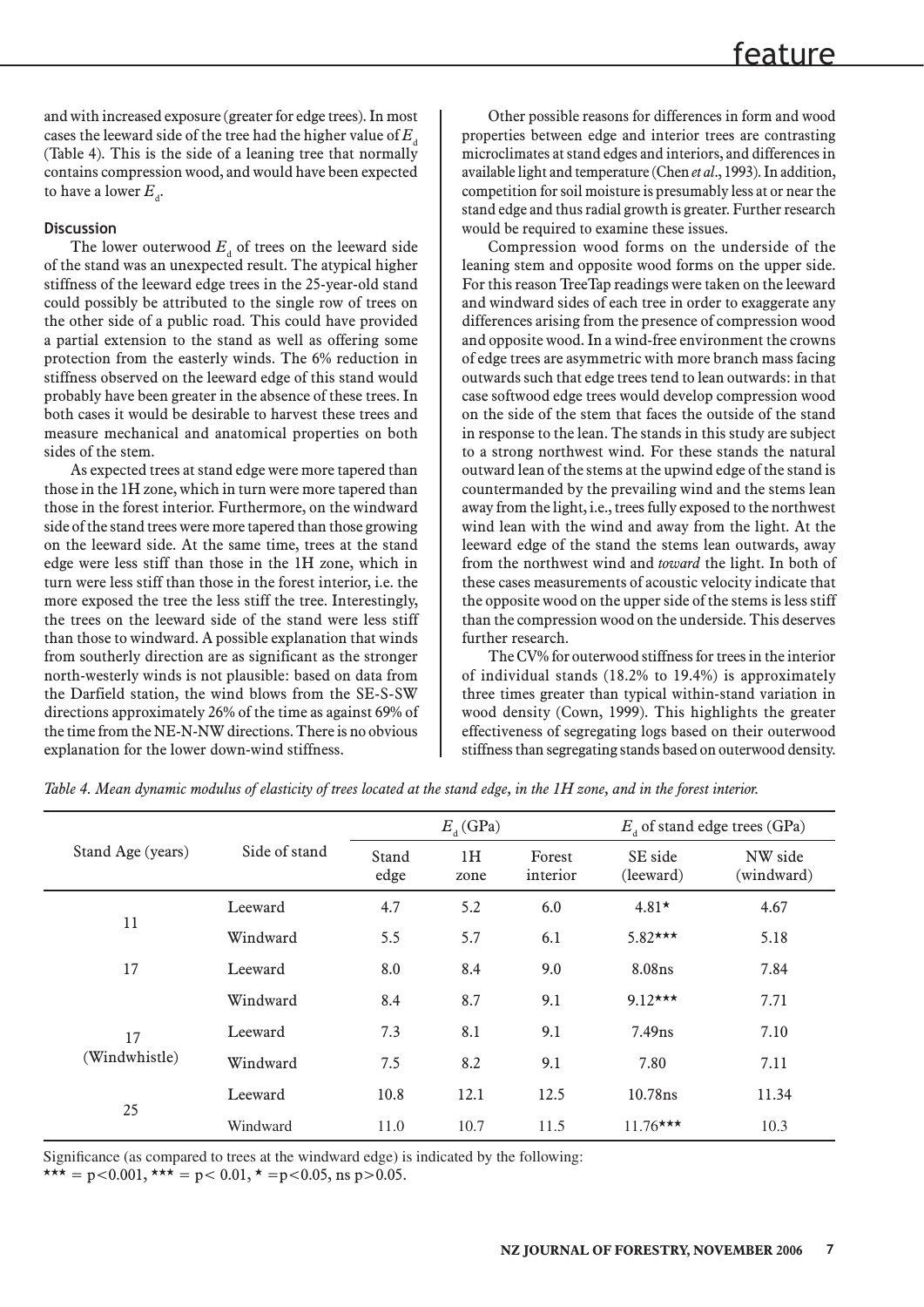and with increased exposure (greater for edge trees). In most cases the leeward side of the tree had the higher value of $E_d$ (Table 4). This is the side of a leaning tree that normally contains compression wood, and would have been expected to have a lower $E_d$.

### Discussion

The lower outerwood $E_d$ of trees on the leeward side of the stand was an unexpected result. The atypical higher stiffness of the leeward edge trees in the 25-year-old stand could possibly be attributed to the single row of trees on the other side of a public road. This could have provided a partial extension to the stand as well as offering some protection from the easterly winds. The 6% reduction in stiffness observed on the leeward edge of this stand would probably have been greater in the absence of these trees. In both cases it would be desirable to harvest these trees and measure mechanical and anatomical properties on both sides of the stem.

As expected trees at stand edge were more tapered than those in the 1H zone, which in turn were more tapered than those in the forest interior. Furthermore, on the windward side of the stand trees were more tapered than those growing on the leeward side. At the same time, trees at the stand edge were less stiff than those in the 1H zone, which in turn were less stiff than those in the forest interior, i.e. the more exposed the tree the less stiff the tree. Interestingly, the trees on the leeward side of the stand were less stiff than those to windward. A possible explanation that winds from southerly direction are as significant as the stronger north-westerly winds is not plausible: based on data from the Darfield station, the wind blows from the SE-S-SW directions approximately 26% of the time as against 69% of the time from the NE-N-NW directions. There is no obvious explanation for the lower down-wind stiffness.

Other possible reasons for differences in form and wood properties between edge and interior trees are contrasting microclimates at stand edges and interiors, and differences in available light and temperature (Chen *et al*., 1993). In addition, competition for soil moisture is presumably less at or near the stand edge and thus radial growth is greater. Further research would be required to examine these issues.

Compression wood forms on the underside of the leaning stem and opposite wood forms on the upper side. For this reason TreeTap readings were taken on the leeward and windward sides of each tree in order to exaggerate any differences arising from the presence of compression wood and opposite wood. In a wind-free environment the crowns of edge trees are asymmetric with more branch mass facing outwards such that edge trees tend to lean outwards: in that case softwood edge trees would develop compression wood on the side of the stem that faces the outside of the stand in response to the lean. The stands in this study are subject to a strong northwest wind. For these stands the natural outward lean of the stems at the upwind edge of the stand is countermanded by the prevailing wind and the stems lean away from the light, i.e., trees fully exposed to the northwest wind lean with the wind and away from the light. At the leeward edge of the stand the stems lean outwards, away from the northwest wind and *toward* the light. In both of these cases measurements of acoustic velocity indicate that the opposite wood on the upper side of the stems is less stiff than the compression wood on the underside. This deserves further research.

The CV% for outerwood stiffness for trees in the interior of individual stands (18.2% to 19.4%) is approximately three times greater than typical within-stand variation in wood density (Cown, 1999). This highlights the greater effectiveness of segregating logs based on their outerwood stiffness than segregating stands based on outerwood density.

*Table 4. Mean dynamic modulus of elasticity of trees located at the stand edge, in the 1H zone, and in the forest interior.*

| Stand Age (years) | Side of stand | $E_d$ (GPa) | | | $E_d$ of stand edge trees (GPa) | |
|---|---|---|---|---|---|---|
| | | Stand edge | 1H zone | Forest interior | SE side (leeward) | NW side (windward) |
| 11 | Leeward | 4.7 | 5.2 | 6.0 | 4.81* | 4.67 |
| | Windward | 5.5 | 5.7 | 6.1 | 5.82*** | 5.18 |
| 17 | Leeward | 8.0 | 8.4 | 9.0 | 8.08ns | 7.84 |
| | Windward | 8.4 | 8.7 | 9.1 | 9.12*** | 7.71 |
| 17 (Windwhistle) | Leeward | 7.3 | 8.1 | 9.1 | 7.49ns | 7.10 |
| | Windward | 7.5 | 8.2 | 9.1 | 7.80 | 7.11 |
| 25 | Leeward | 10.8 | 12.1 | 12.5 | 10.78ns | 11.34 |
| | Windward | 11.0 | 10.7 | 11.5 | 11.76*** | 10.3 |

Significance (as compared to trees at the windward edge) is indicated by the following:
*** = $p<0.001$, *** = $p< 0.01$, * = $p<0.05$, ns $p>0.05$.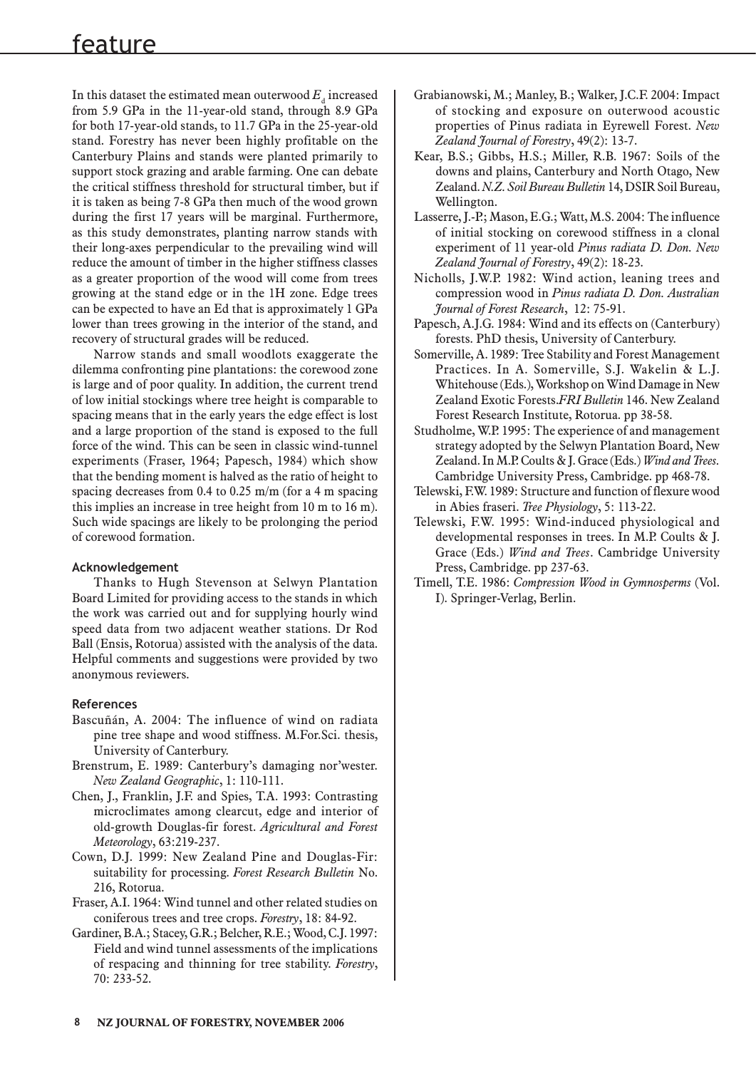In this dataset the estimated mean outerwood $E_d$ increased from 5.9 GPa in the 11-year-old stand, through 8.9 GPa for both 17-year-old stands, to 11.7 GPa in the 25-year-old stand. Forestry has never been highly profitable on the Canterbury Plains and stands were planted primarily to support stock grazing and arable farming. One can debate the critical stiffness threshold for structural timber, but if it is taken as being 7-8 GPa then much of the wood grown during the first 17 years will be marginal. Furthermore, as this study demonstrates, planting narrow stands with their long-axes perpendicular to the prevailing wind will reduce the amount of timber in the higher stiffness classes as a greater proportion of the wood will come from trees growing at the stand edge or in the 1H zone. Edge trees can be expected to have an Ed that is approximately 1 GPa lower than trees growing in the interior of the stand, and recovery of structural grades will be reduced.

Narrow stands and small woodlots exaggerate the dilemma confronting pine plantations: the corewood zone is large and of poor quality. In addition, the current trend of low initial stockings where tree height is comparable to spacing means that in the early years the edge effect is lost and a large proportion of the stand is exposed to the full force of the wind. This can be seen in classic wind-tunnel experiments (Fraser, 1964; Papesch, 1984) which show that the bending moment is halved as the ratio of height to spacing decreases from 0.4 to 0.25 m/m (for a 4 m spacing this implies an increase in tree height from 10 m to 16 m). Such wide spacings are likely to be prolonging the period of corewood formation.

### Acknowledgement

Thanks to Hugh Stevenson at Selwyn Plantation Board Limited for providing access to the stands in which the work was carried out and for supplying hourly wind speed data from two adjacent weather stations. Dr Rod Ball (Ensis, Rotorua) assisted with the analysis of the data. Helpful comments and suggestions were provided by two anonymous reviewers.

### References

Bascuñán, A. 2004: The influence of wind on radiata pine tree shape and wood stiffness. M.For.Sci. thesis, University of Canterbury.

Brenstrum, E. 1989: Canterbury's damaging nor'wester. *New Zealand Geographic*, 1: 110-111.

Chen, J., Franklin, J.F. and Spies, T.A. 1993: Contrasting microclimates among clearcut, edge and interior of old-growth Douglas-fir forest. *Agricultural and Forest Meteorology*, 63:219-237.

Cown, D.J. 1999: New Zealand Pine and Douglas-Fir: suitability for processing. *Forest Research Bulletin* No. 216, Rotorua.

Fraser, A.I. 1964: Wind tunnel and other related studies on coniferous trees and tree crops. *Forestry*, 18: 84-92.

Gardiner, B.A.; Stacey, G.R.; Belcher, R.E.; Wood, C.J. 1997: Field and wind tunnel assessments of the implications of respacing and thinning for tree stability. *Forestry*, 70: 233-52.

Grabianowski, M.; Manley, B.; Walker, J.C.F. 2004: Impact of stocking and exposure on outerwood acoustic properties of Pinus radiata in Eyrewell Forest. *New Zealand Journal of Forestry*, 49(2): 13-7.

Kear, B.S.; Gibbs, H.S.; Miller, R.B. 1967: Soils of the downs and plains, Canterbury and North Otago, New Zealand. *N.Z. Soil Bureau Bulletin* 14, DSIR Soil Bureau, Wellington.

Lasserre, J.-P.; Mason, E.G.; Watt, M.S. 2004: The influence of initial stocking on corewood stiffness in a clonal experiment of 11 year-old *Pinus radiata D. Don. New Zealand Journal of Forestry*, 49(2): 18-23.

Nicholls, J.W.P. 1982: Wind action, leaning trees and compression wood in *Pinus radiata D. Don. Australian Journal of Forest Research*, 12: 75-91.

Papesch, A.J.G. 1984: Wind and its effects on (Canterbury) forests. PhD thesis, University of Canterbury.

Somerville, A. 1989: Tree Stability and Forest Management Practices. In A. Somerville, S.J. Wakelin & L.J. Whitehouse (Eds.), Workshop on Wind Damage in New Zealand Exotic Forests. *FRI Bulletin* 146. New Zealand Forest Research Institute, Rotorua. pp 38-58.

Studholme, W.P. 1995: The experience of and management strategy adopted by the Selwyn Plantation Board, New Zealand. In M.P. Coults & J. Grace (Eds.) *Wind and Trees*. Cambridge University Press, Cambridge. pp 468-78.

Telewski, F.W. 1989: Structure and function of flexure wood in Abies fraseri. *Tree Physiology*, 5: 113-22.

Telewski, F.W. 1995: Wind-induced physiological and developmental responses in trees. In M.P. Coults & J. Grace (Eds.) *Wind and Trees*. Cambridge University Press, Cambridge. pp 237-63.

Timell, T.E. 1986: *Compression Wood in Gymnosperms* (Vol. I). Springer-Verlag, Berlin.